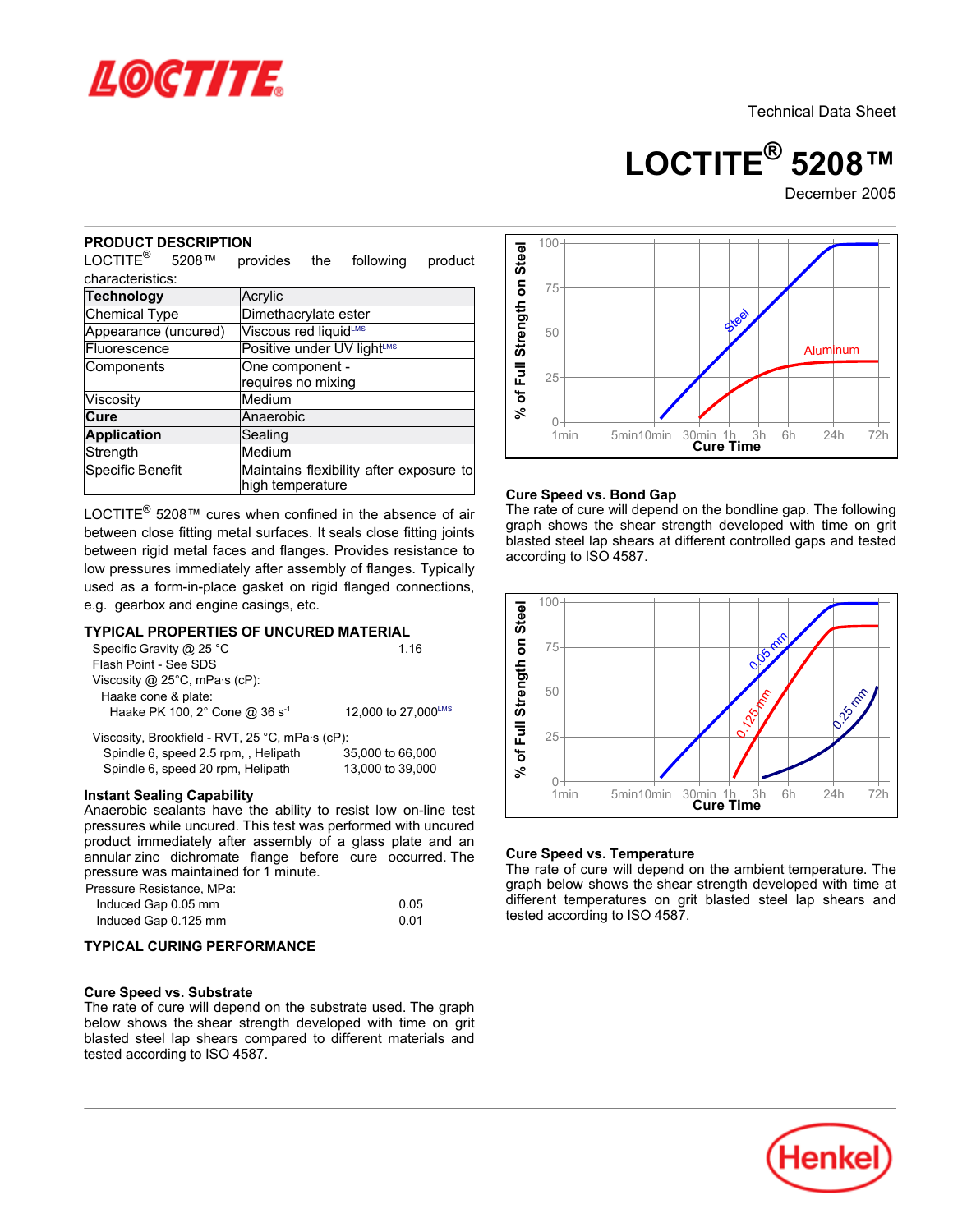Technical Data Sheet

# LOCTITE® 5208™

December 2005

## PRODUCT DESCRIPTION

LOCTITE® 5208™ provides the following product characteristics:

| **Technology** | Acrylic |
|---|---|
| Chemical Type | Dimethacrylate ester |
| Appearance (uncured) | Viscous red liquid[LMS] |
| Fluorescence | Positive under UV light[LMS] |
| Components | One component - requires no mixing |
| Viscosity | Medium |
| **Cure** | Anaerobic |
| **Application** | Sealing |
| Strength | Medium |
| Specific Benefit | Maintains flexibility after exposure to high temperature |

LOCTITE® 5208™ cures when confined in the absence of air between close fitting metal surfaces. It seals close fitting joints between rigid metal faces and flanges. Provides resistance to low pressures immediately after assembly of flanges. Typically used as a form-in-place gasket on rigid flanged connections, e.g. gearbox and engine casings, etc.

## TYPICAL PROPERTIES OF UNCURED MATERIAL

Specific Gravity @ 25 °C 1.16

Flash Point - See SDS

Viscosity @ 25°C, mPa·s (cP):

Haake cone & plate:

Haake PK 100, 2° Cone @ 36 $s^{-1}$ 12,000 to 27,000[LMS]

Viscosity, Brookfield - RVT, 25 °C, mPa·s (cP):

Spindle 6, speed 2.5 rpm, , Helipath 35,000 to 66,000

Spindle 6, speed 20 rpm, Helipath 13,000 to 39,000

### Instant Sealing Capability

Anaerobic sealants have the ability to resist low on-line test pressures while uncured. This test was performed with uncured product immediately after assembly of a glass plate and an annular zinc dichromate flange before cure occurred. The pressure was maintained for 1 minute.

Pressure Resistance, MPa:

Induced Gap 0.05 mm 0.05

Induced Gap 0.125 mm 0.01

## TYPICAL CURING PERFORMANCE

### Cure Speed vs. Substrate

The rate of cure will depend on the substrate used. The graph below shows the shear strength developed with time on grit blasted steel lap shears compared to different materials and tested according to ISO 4587.

### Cure Speed vs. Bond Gap

The rate of cure will depend on the bondline gap. The following graph shows the shear strength developed with time on grit blasted steel lap shears at different controlled gaps and tested according to ISO 4587.

### Cure Speed vs. Temperature

The rate of cure will depend on the ambient temperature. The graph below shows the shear strength developed with time at different temperatures on grit blasted steel lap shears and tested according to ISO 4587.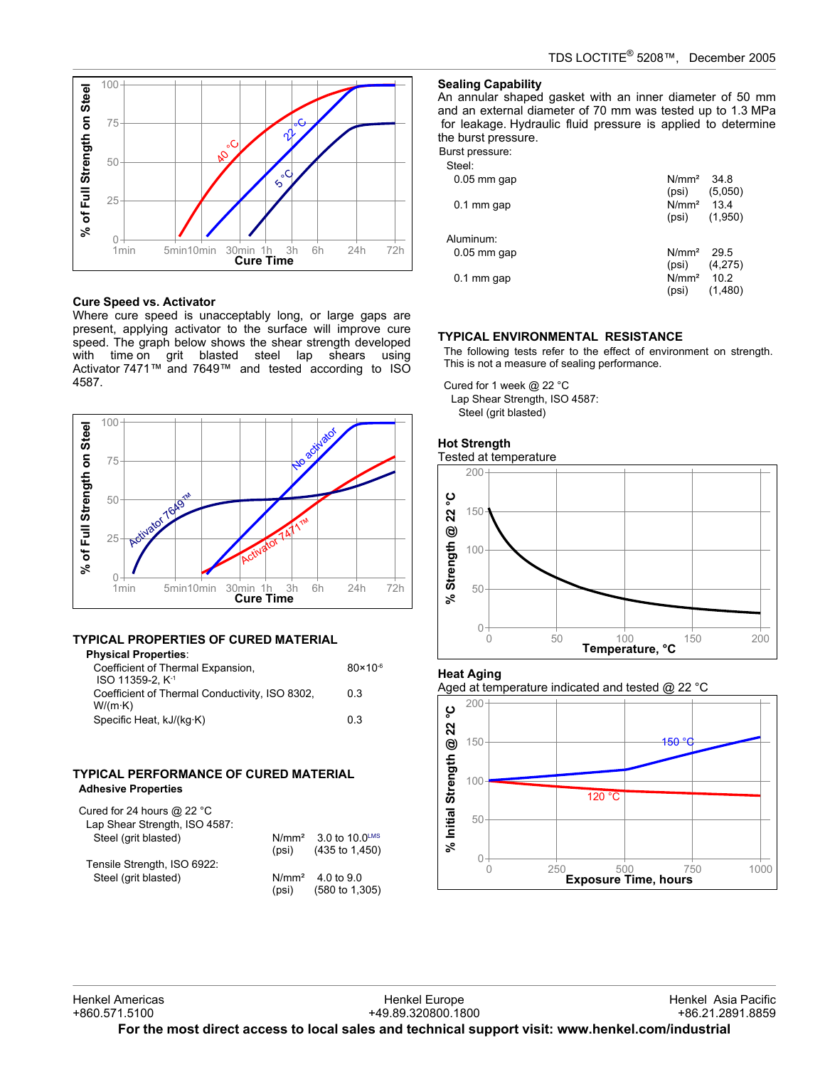### Cure Speed vs. Activator

Where cure speed is unacceptably long, or large gaps are present, applying activator to the surface will improve cure speed. The graph below shows the shear strength developed with time on grit blasted steel lap shears using Activator 7471™ and 7649™ and tested according to ISO 4587.

## TYPICAL PROPERTIES OF CURED MATERIAL

**Physical Properties**:

| Property | Value |
|---|---|
| Coefficient of Thermal Expansion, ISO 11359-2, K⁻¹ | $80 \times 10^{-6}$ |
| Coefficient of Thermal Conductivity, ISO 8302, W/(m·K) | 0.3 |
| Specific Heat, kJ/(kg·K) | 0.3 |

## TYPICAL PERFORMANCE OF CURED MATERIAL

**Adhesive Properties**

Cured for 24 hours @ 22 °C

Lap Shear Strength, ISO 4587:

| | | |
|---|---|---|
| Steel (grit blasted) | N/mm² | 3.0 to 10.0[LMS] |
| | (psi) | (435 to 1,450) |

Tensile Strength, ISO 6922:

| | | |
|---|---|---|
| Steel (grit blasted) | N/mm² | 4.0 to 9.0 |
| | (psi) | (580 to 1,305) |

### Sealing Capability

An annular shaped gasket with an inner diameter of 50 mm and an external diameter of 70 mm was tested up to 1.3 MPa for leakage. Hydraulic fluid pressure is applied to determine the burst pressure.

Burst pressure:

Steel:

| | | |
|---|---|---|
| 0.05 mm gap | N/mm² | 34.8 |
| | (psi) | (5,050) |
| 0.1 mm gap | N/mm² | 13.4 |
| | (psi) | (1,950) |

Aluminum:

| | | |
|---|---|---|
| 0.05 mm gap | N/mm² | 29.5 |
| | (psi) | (4,275) |
| 0.1 mm gap | N/mm² | 10.2 |
| | (psi) | (1,480) |

## TYPICAL ENVIRONMENTAL RESISTANCE

The following tests refer to the effect of environment on strength. This is not a measure of sealing performance.

Cured for 1 week @ 22 °C

Lap Shear Strength, ISO 4587:

Steel (grit blasted)

### Hot Strength

Tested at temperature

### Heat Aging

Aged at temperature indicated and tested @ 22 °C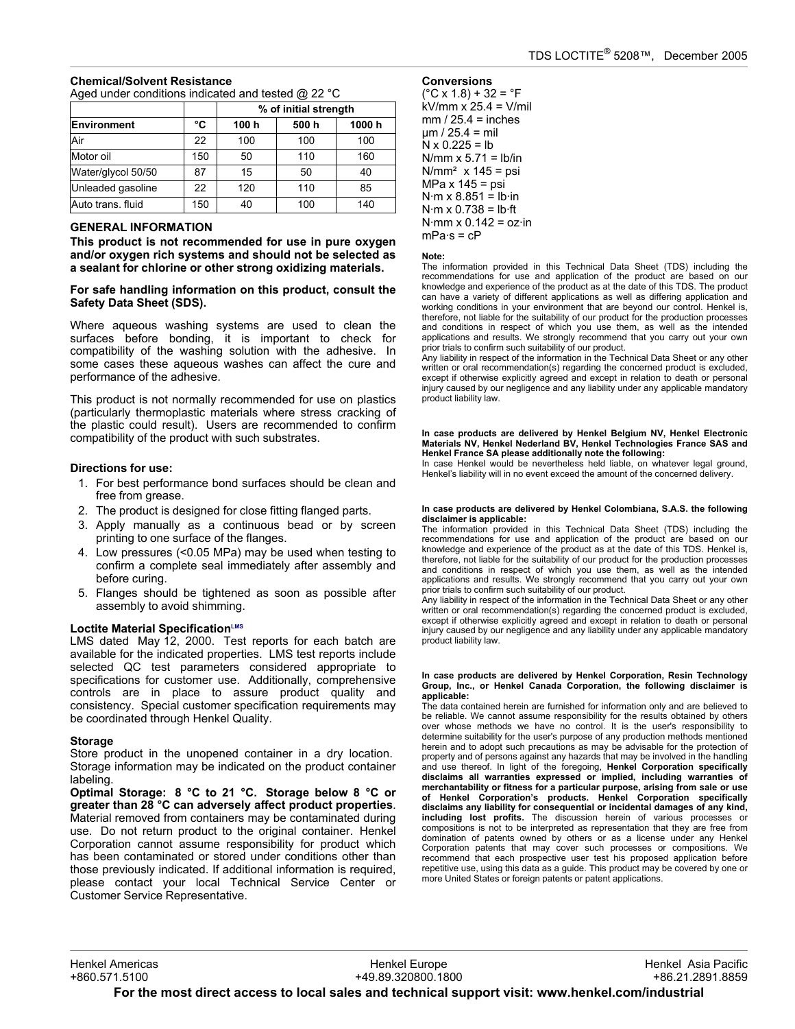### Chemical/Solvent Resistance

Aged under conditions indicated and tested @ 22 °C

| | | % of initial strength | | |
|---|---|---|---|---|
| **Environment** | **°C** | **100 h** | **500 h** | **1000 h** |
| Air | 22 | 100 | 100 | 100 |
| Motor oil | 150 | 50 | 110 | 160 |
| Water/glycol 50/50 | 87 | 15 | 50 | 40 |
| Unleaded gasoline | 22 | 120 | 110 | 85 |
| Auto trans. fluid | 150 | 40 | 100 | 140 |

### GENERAL INFORMATION

**This product is not recommended for use in pure oxygen and/or oxygen rich systems and should not be selected as a sealant for chlorine or other strong oxidizing materials.**

**For safe handling information on this product, consult the Safety Data Sheet (SDS).**

Where aqueous washing systems are used to clean the surfaces before bonding, it is important to check for compatibility of the washing solution with the adhesive. In some cases these aqueous washes can affect the cure and performance of the adhesive.

This product is not normally recommended for use on plastics (particularly thermoplastic materials where stress cracking of the plastic could result). Users are recommended to confirm compatibility of the product with such substrates.

### Directions for use:

1. For best performance bond surfaces should be clean and free from grease.
2. The product is designed for close fitting flanged parts.
3. Apply manually as a continuous bead or by screen printing to one surface of the flanges.
4. Low pressures (<0.05 MPa) may be used when testing to confirm a complete seal immediately after assembly and before curing.
5. Flanges should be tightened as soon as possible after assembly to avoid shimming.

### Loctite Material Specification[LMS]

LMS dated May 12, 2000. Test reports for each batch are available for the indicated properties. LMS test reports include selected QC test parameters considered appropriate to specifications for customer use. Additionally, comprehensive controls are in place to assure product quality and consistency. Special customer specification requirements may be coordinated through Henkel Quality.

### Storage

Store product in the unopened container in a dry location. Storage information may be indicated on the product container labeling.

**Optimal Storage: 8 °C to 21 °C. Storage below 8 °C or greater than 28 °C can adversely affect product properties**. Material removed from containers may be contaminated during use. Do not return product to the original container. Henkel Corporation cannot assume responsibility for product which has been contaminated or stored under conditions other than those previously indicated. If additional information is required, please contact your local Technical Service Center or Customer Service Representative.

### Conversions

(°C x 1.8) + 32 = °F
kV/mm x 25.4 = V/mil
mm / 25.4 = inches
µm / 25.4 = mil
N x 0.225 = lb
N/mm x 5.71 = lb/in
N/mm² x 145 = psi
MPa x 145 = psi
N·m x 8.851 = lb·in
N·m x 0.738 = lb·ft
N·mm x 0.142 = oz·in
mPa·s = cP

**Note:**
The information provided in this Technical Data Sheet (TDS) including the recommendations for use and application of the product are based on our knowledge and experience of the product as at the date of this TDS. The product can have a variety of different applications as well as differing application and working conditions in your environment that are beyond our control. Henkel is, therefore, not liable for the suitability of our product for the production processes and conditions in respect of which you use them, as well as the intended applications and results. We strongly recommend that you carry out your own prior trials to confirm such suitability of our product.
Any liability in respect of the information in the Technical Data Sheet or any other written or oral recommendation(s) regarding the concerned product is excluded, except if otherwise explicitly agreed and except in relation to death or personal injury caused by our negligence and any liability under any applicable mandatory product liability law.

**In case products are delivered by Henkel Belgium NV, Henkel Electronic Materials NV, Henkel Nederland BV, Henkel Technologies France SAS and Henkel France SA please additionally note the following:**
In case Henkel would be nevertheless held liable, on whatever legal ground, Henkel's liability will in no event exceed the amount of the concerned delivery.

**In case products are delivered by Henkel Colombiana, S.A.S. the following disclaimer is applicable:**
The information provided in this Technical Data Sheet (TDS) including the recommendations for use and application of the product are based on our knowledge and experience of the product as at the date of this TDS. Henkel is, therefore, not liable for the suitability of our product for the production processes and conditions in respect of which you use them, as well as the intended applications and results. We strongly recommend that you carry out your own prior trials to confirm such suitability of our product.
Any liability in respect of the information in the Technical Data Sheet or any other written or oral recommendation(s) regarding the concerned product is excluded, except if otherwise explicitly agreed and except in relation to death or personal injury caused by our negligence and any liability under any applicable mandatory product liability law.

**In case products are delivered by Henkel Corporation, Resin Technology Group, Inc., or Henkel Canada Corporation, the following disclaimer is applicable:**
The data contained herein are furnished for information only and are believed to be reliable. We cannot assume responsibility for the results obtained by others over whose methods we have no control. It is the user's responsibility to determine suitability for the user's purpose of any production methods mentioned herein and to adopt such precautions as may be advisable for the protection of property and of persons against any hazards that may be involved in the handling and use thereof. In light of the foregoing, **Henkel Corporation specifically disclaims all warranties expressed or implied, including warranties of merchantability or fitness for a particular purpose, arising from sale or use of Henkel Corporation's products. Henkel Corporation specifically disclaims any liability for consequential or incidental damages of any kind, including lost profits.** The discussion herein of various processes or compositions is not to be interpreted as representation that they are free from domination of patents owned by others or as a license under any Henkel Corporation patents that may cover such processes or compositions. We recommend that each prospective user test his proposed application before repetitive use, using this data as a guide. This product may be covered by one or more United States or foreign patents or patent applications.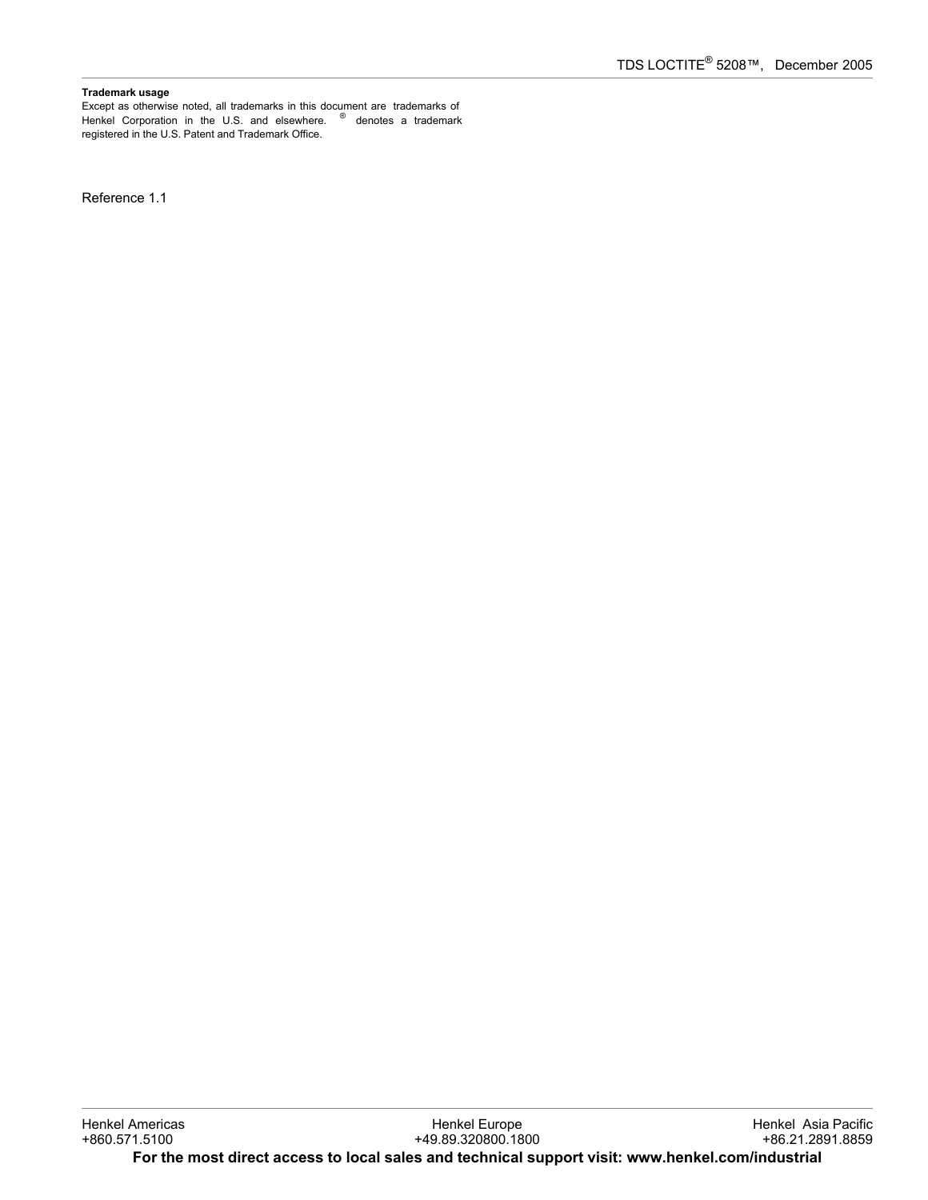**Trademark usage**

Except as otherwise noted, all trademarks in this document are trademarks of Henkel Corporation in the U.S. and elsewhere. ® denotes a trademark registered in the U.S. Patent and Trademark Office.

Reference 1.1